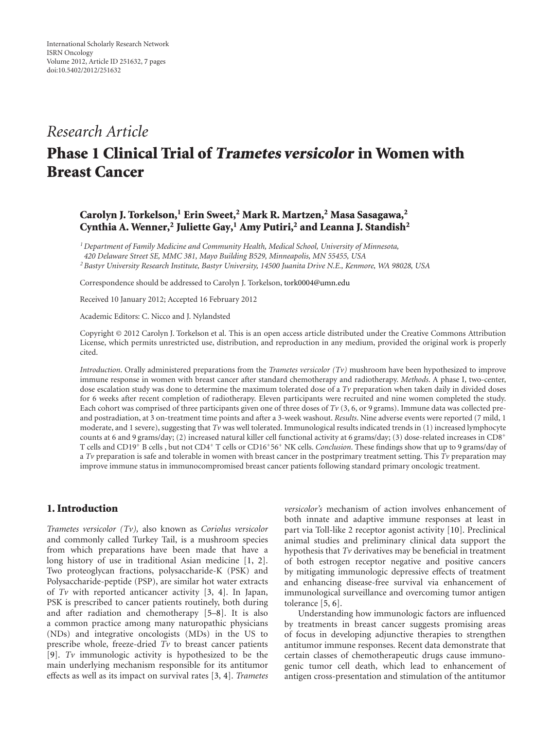International Scholarly Research Network
ISRN Oncology
Volume 2012, Article ID 251632, 7 pages
doi:10.5402/2012/251632

*Research Article*

# Phase 1 Clinical Trial of *Trametes versicolor* in Women with Breast Cancer

**Carolyn J. Torkelson,[1] Erin Sweet,[2] Mark R. Martzen,[2] Masa Sasagawa,[2] Cynthia A. Wenner,[2] Juliette Gay,[1] Amy Putiri,[2] and Leanna J. Standish[2]**

[1] *Department of Family Medicine and Community Health, Medical School, University of Minnesota, 420 Delaware Street SE, MMC 381, Mayo Building B529, Minneapolis, MN 55455, USA*
[2] *Bastyr University Research Institute, Bastyr University, 14500 Juanita Drive N.E., Kenmore, WA 98028, USA*

Correspondence should be addressed to Carolyn J. Torkelson, tork0004@umn.edu

Received 10 January 2012; Accepted 16 February 2012

Academic Editors: C. Nicco and J. Nylandsted

Copyright © 2012 Carolyn J. Torkelson et al. This is an open access article distributed under the Creative Commons Attribution License, which permits unrestricted use, distribution, and reproduction in any medium, provided the original work is properly cited.

*Introduction*. Orally administered preparations from the *Trametes versicolor (Tv)* mushroom have been hypothesized to improve immune response in women with breast cancer after standard chemotherapy and radiotherapy. *Methods*. A phase I, two-center, dose escalation study was done to determine the maximum tolerated dose of a *Tv* preparation when taken daily in divided doses for 6 weeks after recent completion of radiotherapy. Eleven participants were recruited and nine women completed the study. Each cohort was comprised of three participants given one of three doses of *Tv* (3, 6, or 9 grams). Immune data was collected pre- and postradiation, at 3 on-treatment time points and after a 3-week washout. *Results*. Nine adverse events were reported (7 mild, 1 moderate, and 1 severe), suggesting that *Tv* was well tolerated. Immunological results indicated trends in (1) increased lymphocyte counts at 6 and 9 grams/day; (2) increased natural killer cell functional activity at 6 grams/day; (3) dose-related increases in $CD8^+$ T cells and $CD19^+$ B cells , but not $CD4^+$ T cells or $CD16^+56^+$ NK cells. *Conclusion*. These findings show that up to 9 grams/day of a *Tv* preparation is safe and tolerable in women with breast cancer in the postprimary treatment setting. This *Tv* preparation may improve immune status in immunocompromised breast cancer patients following standard primary oncologic treatment.

## 1. Introduction

*Trametes versicolor (Tv),* also known as *Coriolus versicolor* and commonly called Turkey Tail, is a mushroom species from which preparations have been made that have a long history of use in traditional Asian medicine [1, 2]. Two proteoglycan fractions, polysaccharide-K (PSK) and Polysaccharide-peptide (PSP), are similar hot water extracts of *Tv* with reported anticancer activity [3, 4]. In Japan, PSK is prescribed to cancer patients routinely, both during and after radiation and chemotherapy [5–8]. It is also a common practice among many naturopathic physicians (NDs) and integrative oncologists (MDs) in the US to prescribe whole, freeze-dried *Tv* to breast cancer patients [9]. *Tv* immunologic activity is hypothesized to be the main underlying mechanism responsible for its antitumor effects as well as its impact on survival rates [3, 4]. *Trametes versicolor's* mechanism of action involves enhancement of both innate and adaptive immune responses at least in part via Toll-like 2 receptor agonist activity [10]. Preclinical animal studies and preliminary clinical data support the hypothesis that *Tv* derivatives may be beneficial in treatment of both estrogen receptor negative and positive cancers by mitigating immunologic depressive effects of treatment and enhancing disease-free survival via enhancement of immunological surveillance and overcoming tumor antigen tolerance [5, 6].

Understanding how immunologic factors are influenced by treatments in breast cancer suggests promising areas of focus in developing adjunctive therapies to strengthen antitumor immune responses. Recent data demonstrate that certain classes of chemotherapeutic drugs cause immunogenic tumor cell death, which lead to enhancement of antigen cross-presentation and stimulation of the antitumor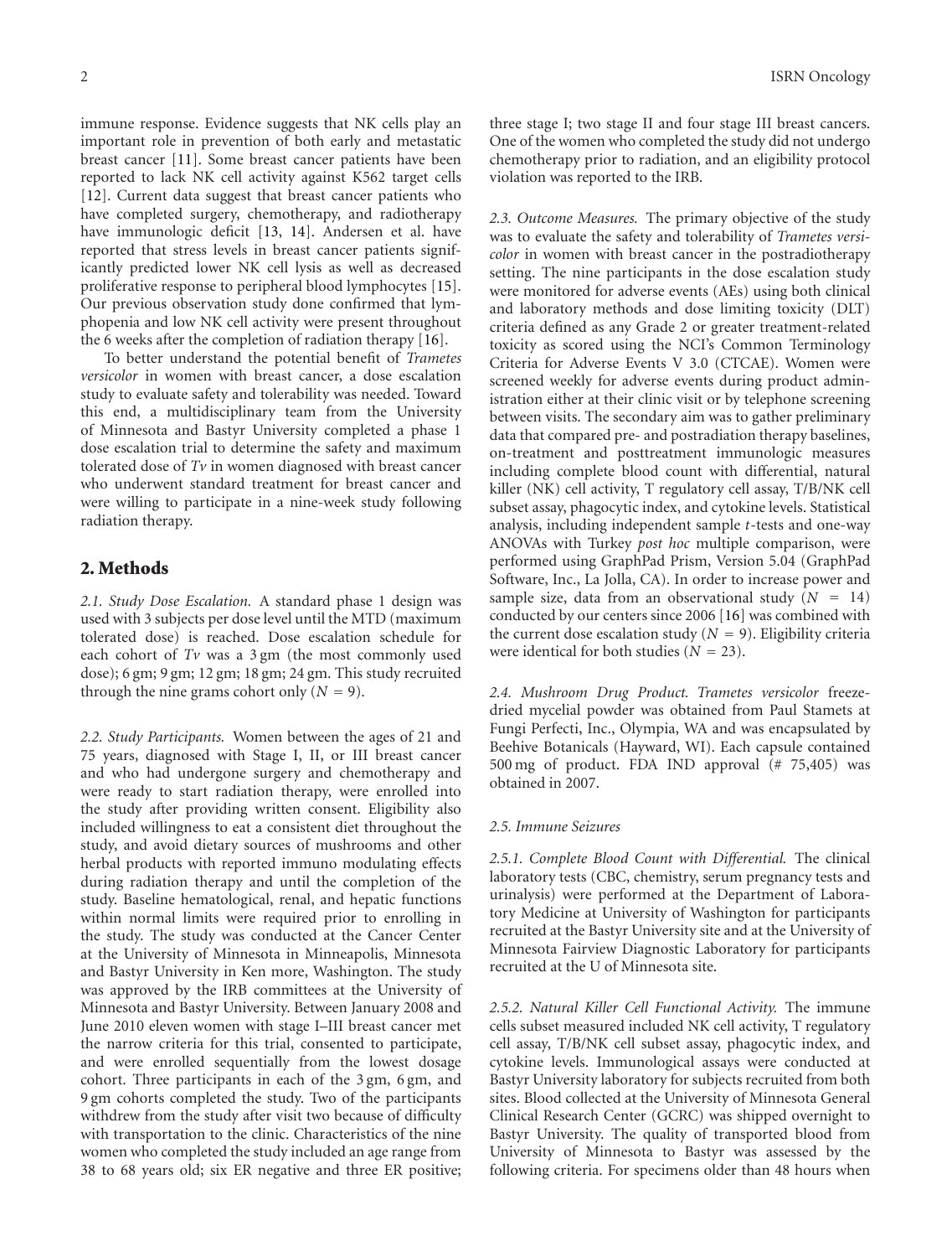immune response. Evidence suggests that NK cells play an important role in prevention of both early and metastatic breast cancer [11]. Some breast cancer patients have been reported to lack NK cell activity against K562 target cells [12]. Current data suggest that breast cancer patients who have completed surgery, chemotherapy, and radiotherapy have immunologic deficit [13, 14]. Andersen et al. have reported that stress levels in breast cancer patients significantly predicted lower NK cell lysis as well as decreased proliferative response to peripheral blood lymphocytes [15]. Our previous observation study done confirmed that lymphopenia and low NK cell activity were present throughout the 6 weeks after the completion of radiation therapy [16].

To better understand the potential benefit of *Trametes versicolor* in women with breast cancer, a dose escalation study to evaluate safety and tolerability was needed. Toward this end, a multidisciplinary team from the University of Minnesota and Bastyr University completed a phase 1 dose escalation trial to determine the safety and maximum tolerated dose of *Tv* in women diagnosed with breast cancer who underwent standard treatment for breast cancer and were willing to participate in a nine-week study following radiation therapy.

## 2. Methods

*2.1. Study Dose Escalation.* A standard phase 1 design was used with 3 subjects per dose level until the MTD (maximum tolerated dose) is reached. Dose escalation schedule for each cohort of *Tv* was a 3 gm (the most commonly used dose); 6 gm; 9 gm; 12 gm; 18 gm; 24 gm. This study recruited through the nine grams cohort only ($N = 9$).

*2.2. Study Participants.* Women between the ages of 21 and 75 years, diagnosed with Stage I, II, or III breast cancer and who had undergone surgery and chemotherapy and were ready to start radiation therapy, were enrolled into the study after providing written consent. Eligibility also included willingness to eat a consistent diet throughout the study, and avoid dietary sources of mushrooms and other herbal products with reported immuno modulating effects during radiation therapy and until the completion of the study. Baseline hematological, renal, and hepatic functions within normal limits were required prior to enrolling in the study. The study was conducted at the Cancer Center at the University of Minnesota in Minneapolis, Minnesota and Bastyr University in Ken more, Washington. The study was approved by the IRB committees at the University of Minnesota and Bastyr University. Between January 2008 and June 2010 eleven women with stage I–III breast cancer met the narrow criteria for this trial, consented to participate, and were enrolled sequentially from the lowest dosage cohort. Three participants in each of the 3 gm, 6 gm, and 9 gm cohorts completed the study. Two of the participants withdrew from the study after visit two because of difficulty with transportation to the clinic. Characteristics of the nine women who completed the study included an age range from 38 to 68 years old; six ER negative and three ER positive; three stage I; two stage II and four stage III breast cancers. One of the women who completed the study did not undergo chemotherapy prior to radiation, and an eligibility protocol violation was reported to the IRB.

*2.3. Outcome Measures.* The primary objective of the study was to evaluate the safety and tolerability of *Trametes versicolor* in women with breast cancer in the postradiotherapy setting. The nine participants in the dose escalation study were monitored for adverse events (AEs) using both clinical and laboratory methods and dose limiting toxicity (DLT) criteria defined as any Grade 2 or greater treatment-related toxicity as scored using the NCI's Common Terminology Criteria for Adverse Events V 3.0 (CTCAE). Women were screened weekly for adverse events during product administration either at their clinic visit or by telephone screening between visits. The secondary aim was to gather preliminary data that compared pre- and postradiation therapy baselines, on-treatment and posttreatment immunologic measures including complete blood count with differential, natural killer (NK) cell activity, T regulatory cell assay, T/B/NK cell subset assay, phagocytic index, and cytokine levels. Statistical analysis, including independent sample *t*-tests and one-way ANOVAs with Turkey *post hoc* multiple comparison, were performed using GraphPad Prism, Version 5.04 (GraphPad Software, Inc., La Jolla, CA). In order to increase power and sample size, data from an observational study ($N = 14$) conducted by our centers since 2006 [16] was combined with the current dose escalation study ($N = 9$). Eligibility criteria were identical for both studies ($N = 23$).

*2.4. Mushroom Drug Product. Trametes versicolor* freeze-dried mycelial powder was obtained from Paul Stamets at Fungi Perfecti, Inc., Olympia, WA and was encapsulated by Beehive Botanicals (Hayward, WI). Each capsule contained 500 mg of product. FDA IND approval (# 75,405) was obtained in 2007.

*2.5. Immune Seizures*

*2.5.1. Complete Blood Count with Differential.* The clinical laboratory tests (CBC, chemistry, serum pregnancy tests and urinalysis) were performed at the Department of Laboratory Medicine at University of Washington for participants recruited at the Bastyr University site and at the University of Minnesota Fairview Diagnostic Laboratory for participants recruited at the U of Minnesota site.

*2.5.2. Natural Killer Cell Functional Activity.* The immune cells subset measured included NK cell activity, T regulatory cell assay, T/B/NK cell subset assay, phagocytic index, and cytokine levels. Immunological assays were conducted at Bastyr University laboratory for subjects recruited from both sites. Blood collected at the University of Minnesota General Clinical Research Center (GCRC) was shipped overnight to Bastyr University. The quality of transported blood from University of Minnesota to Bastyr was assessed by the following criteria. For specimens older than 48 hours when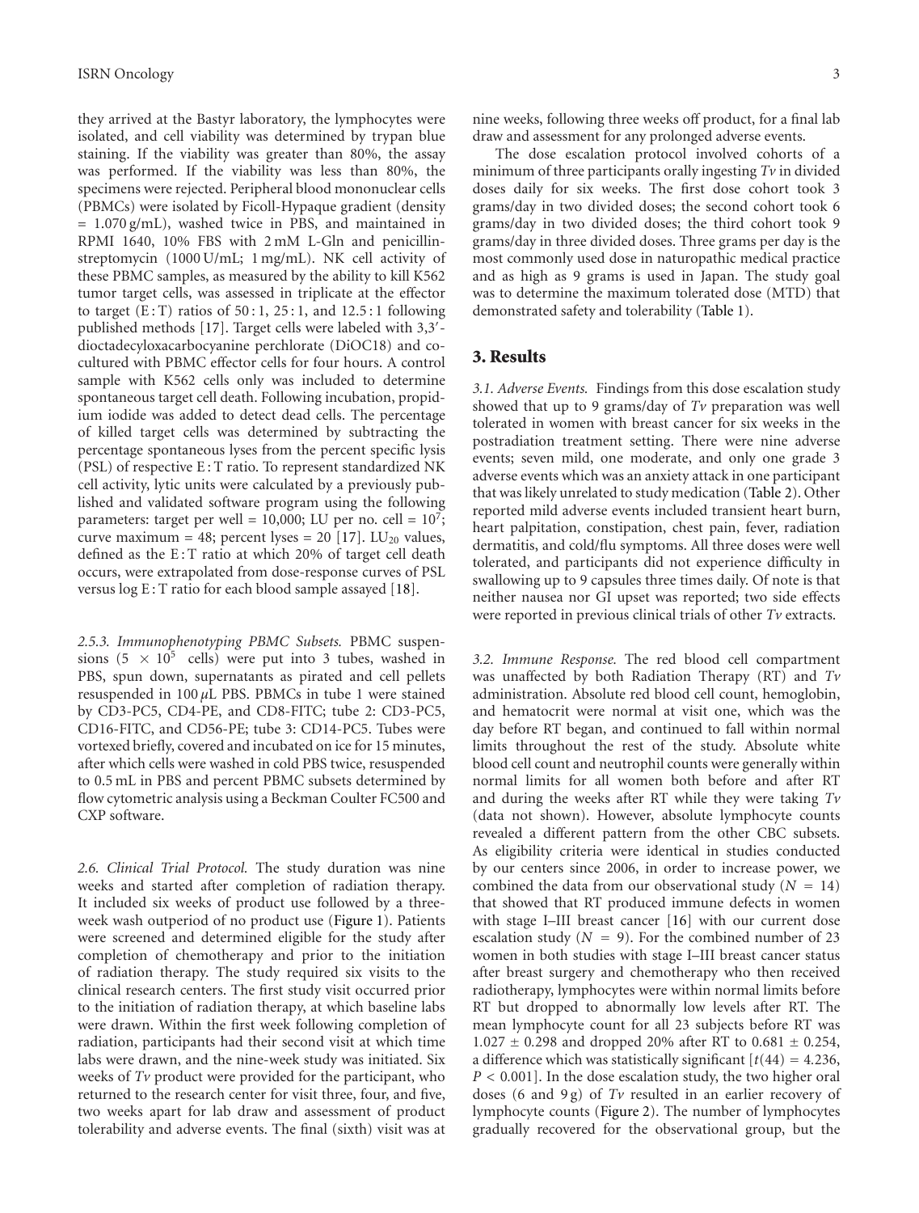they arrived at the Bastyr laboratory, the lymphocytes were isolated, and cell viability was determined by trypan blue staining. If the viability was greater than 80%, the assay was performed. If the viability was less than 80%, the specimens were rejected. Peripheral blood mononuclear cells (PBMCs) were isolated by Ficoll-Hypaque gradient (density = 1.070 g/mL), washed twice in PBS, and maintained in RPMI 1640, 10% FBS with 2 mM L-Gln and penicillin-streptomycin (1000 U/mL; 1 mg/mL). NK cell activity of these PBMC samples, as measured by the ability to kill K562 tumor target cells, was assessed in triplicate at the effector to target (E : T) ratios of 50 : 1, 25 : 1, and 12.5 : 1 following published methods [17]. Target cells were labeled with 3,3′-dioctadecyloxacarbocyanine perchlorate (DiOC18) and co-cultured with PBMC effector cells for four hours. A control sample with K562 cells only was included to determine spontaneous target cell death. Following incubation, propidium iodide was added to detect dead cells. The percentage of killed target cells was determined by subtracting the percentage spontaneous lyses from the percent specific lysis (PSL) of respective E : T ratio. To represent standardized NK cell activity, lytic units were calculated by a previously published and validated software program using the following parameters: target per well = 10,000; LU per no. cell = $10^7$; curve maximum = 48; percent lyses = 20 [17]. $LU_{20}$ values, defined as the E : T ratio at which 20% of target cell death occurs, were extrapolated from dose-response curves of PSL versus log E : T ratio for each blood sample assayed [18].

*2.5.3. Immunophenotyping PBMC Subsets.* PBMC suspensions ($5 \times 10^5$ cells) were put into 3 tubes, washed in PBS, spun down, supernatants as pirated and cell pellets resuspended in 100 $\mu$L PBS. PBMCs in tube 1 were stained by CD3-PC5, CD4-PE, and CD8-FITC; tube 2: CD3-PC5, CD16-FITC, and CD56-PE; tube 3: CD14-PC5. Tubes were vortexed briefly, covered and incubated on ice for 15 minutes, after which cells were washed in cold PBS twice, resuspended to 0.5 mL in PBS and percent PBMC subsets determined by flow cytometric analysis using a Beckman Coulter FC500 and CXP software.

*2.6. Clinical Trial Protocol.* The study duration was nine weeks and started after completion of radiation therapy. It included six weeks of product use followed by a three-week wash outperiod of no product use (Figure 1). Patients were screened and determined eligible for the study after completion of chemotherapy and prior to the initiation of radiation therapy. The study required six visits to the clinical research centers. The first study visit occurred prior to the initiation of radiation therapy, at which baseline labs were drawn. Within the first week following completion of radiation, participants had their second visit at which time labs were drawn, and the nine-week study was initiated. Six weeks of *Tv* product were provided for the participant, who returned to the research center for visit three, four, and five, two weeks apart for lab draw and assessment of product tolerability and adverse events. The final (sixth) visit was at nine weeks, following three weeks off product, for a final lab draw and assessment for any prolonged adverse events.

The dose escalation protocol involved cohorts of a minimum of three participants orally ingesting *Tv* in divided doses daily for six weeks. The first dose cohort took 3 grams/day in two divided doses; the second cohort took 6 grams/day in two divided doses; the third cohort took 9 grams/day in three divided doses. Three grams per day is the most commonly used dose in naturopathic medical practice and as high as 9 grams is used in Japan. The study goal was to determine the maximum tolerated dose (MTD) that demonstrated safety and tolerability (Table 1).

## 3. Results

*3.1. Adverse Events.* Findings from this dose escalation study showed that up to 9 grams/day of *Tv* preparation was well tolerated in women with breast cancer for six weeks in the postradiation treatment setting. There were nine adverse events; seven mild, one moderate, and only one grade 3 adverse events which was an anxiety attack in one participant that was likely unrelated to study medication (Table 2). Other reported mild adverse events included transient heart burn, heart palpitation, constipation, chest pain, fever, radiation dermatitis, and cold/flu symptoms. All three doses were well tolerated, and participants did not experience difficulty in swallowing up to 9 capsules three times daily. Of note is that neither nausea nor GI upset was reported; two side effects were reported in previous clinical trials of other *Tv* extracts.

*3.2. Immune Response.* The red blood cell compartment was unaffected by both Radiation Therapy (RT) and *Tv* administration. Absolute red blood cell count, hemoglobin, and hematocrit were normal at visit one, which was the day before RT began, and continued to fall within normal limits throughout the rest of the study. Absolute white blood cell count and neutrophil counts were generally within normal limits for all women both before and after RT and during the weeks after RT while they were taking *Tv* (data not shown). However, absolute lymphocyte counts revealed a different pattern from the other CBC subsets. As eligibility criteria were identical in studies conducted by our centers since 2006, in order to increase power, we combined the data from our observational study ($N = 14$) that showed that RT produced immune defects in women with stage I–III breast cancer [16] with our current dose escalation study ($N = 9$). For the combined number of 23 women in both studies with stage I–III breast cancer status after breast surgery and chemotherapy who then received radiotherapy, lymphocytes were within normal limits before RT but dropped to abnormally low levels after RT. The mean lymphocyte count for all 23 subjects before RT was $1.027 \pm 0.298$ and dropped 20% after RT to $0.681 \pm 0.254$, a difference which was statistically significant [$t(44) = 4.236$, $P < 0.001$]. In the dose escalation study, the two higher oral doses (6 and 9 g) of *Tv* resulted in an earlier recovery of lymphocyte counts (Figure 2). The number of lymphocytes gradually recovered for the observational group, but the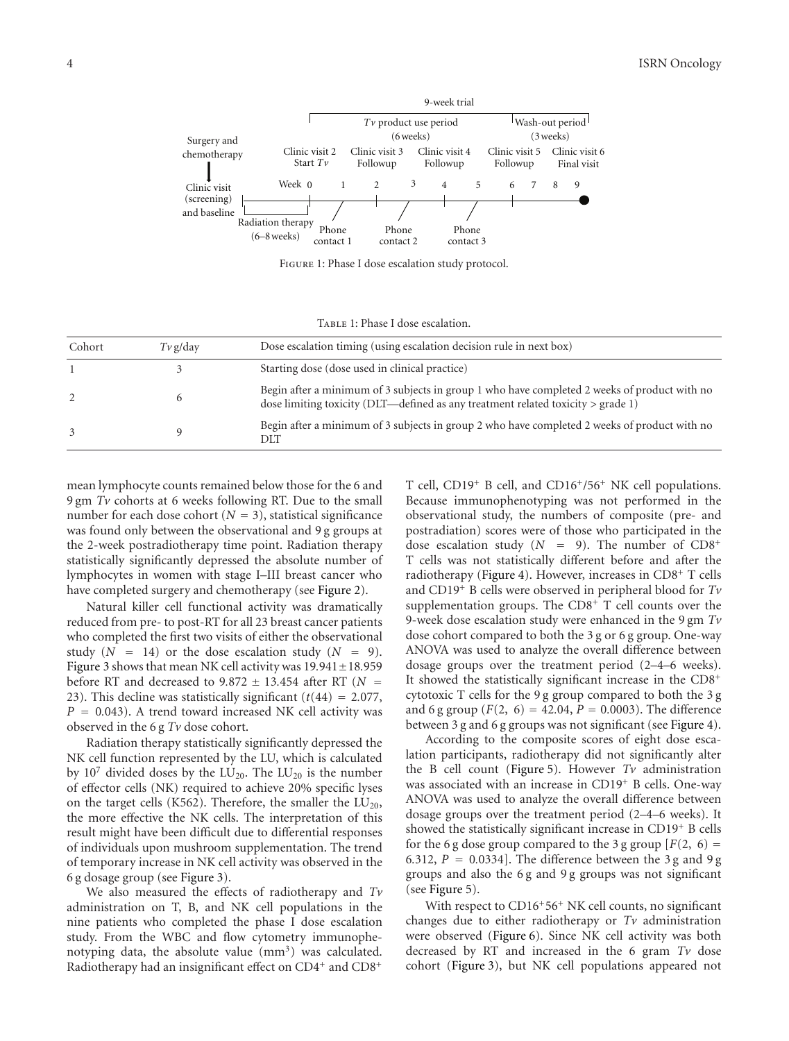Figure 1: Phase I dose escalation study protocol.

Table 1: Phase I dose escalation.

| Cohort | *Tv* g/day | Dose escalation timing (using escalation decision rule in next box) |
|---|---|---|
| 1 | 3 | Starting dose (dose used in clinical practice) |
| 2 | 6 | Begin after a minimum of 3 subjects in group 1 who have completed 2 weeks of product with no dose limiting toxicity (DLT—defined as any treatment related toxicity > grade 1) |
| 3 | 9 | Begin after a minimum of 3 subjects in group 2 who have completed 2 weeks of product with no DLT |

mean lymphocyte counts remained below those for the 6 and 9 gm *Tv* cohorts at 6 weeks following RT. Due to the small number for each dose cohort ($N = 3$), statistical significance was found only between the observational and 9 g groups at the 2-week postradiotherapy time point. Radiation therapy statistically significantly depressed the absolute number of lymphocytes in women with stage I–III breast cancer who have completed surgery and chemotherapy (see Figure 2).

Natural killer cell functional activity was dramatically reduced from pre- to post-RT for all 23 breast cancer patients who completed the first two visits of either the observational study ($N = 14$) or the dose escalation study ($N = 9$). Figure 3 shows that mean NK cell activity was $19.941 \pm 18.959$ before RT and decreased to $9.872 \pm 13.454$ after RT ($N = 23$). This decline was statistically significant ($t(44) = 2.077$, $P = 0.043$). A trend toward increased NK cell activity was observed in the 6 g *Tv* dose cohort.

Radiation therapy statistically significantly depressed the NK cell function represented by the LU, which is calculated by $10^7$ divided doses by the $LU_{20}$. The $LU_{20}$ is the number of effector cells (NK) required to achieve 20% specific lyses on the target cells (K562). Therefore, the smaller the $LU_{20}$, the more effective the NK cells. The interpretation of this result might have been difficult due to differential responses of individuals upon mushroom supplementation. The trend of temporary increase in NK cell activity was observed in the 6 g dosage group (see Figure 3).

We also measured the effects of radiotherapy and *Tv* administration on T, B, and NK cell populations in the nine patients who completed the phase I dose escalation study. From the WBC and flow cytometry immunophenotyping data, the absolute value ($mm^3$) was calculated. Radiotherapy had an insignificant effect on $CD4^+$ and $CD8^+$ T cell, $CD19^+$ B cell, and $CD16^+/56^+$ NK cell populations. Because immunophenotyping was not performed in the observational study, the numbers of composite (pre- and postradiation) scores were of those who participated in the dose escalation study ($N = 9$). The number of $CD8^+$ T cells was not statistically different before and after the radiotherapy (Figure 4). However, increases in $CD8^+$ T cells and $CD19^+$ B cells were observed in peripheral blood for *Tv* supplementation groups. The $CD8^+$ T cell counts over the 9-week dose escalation study were enhanced in the 9 gm *Tv* dose cohort compared to both the 3 g or 6 g group. One-way ANOVA was used to analyze the overall difference between dosage groups over the treatment period (2–4–6 weeks). It showed the statistically significant increase in the $CD8^+$ cytotoxic T cells for the 9 g group compared to both the 3 g and 6 g group ($F(2, 6) = 42.04$, $P = 0.0003$). The difference between 3 g and 6 g groups was not significant (see Figure 4).

According to the composite scores of eight dose escalation participants, radiotherapy did not significantly alter the B cell count (Figure 5). However *Tv* administration was associated with an increase in $CD19^+$ B cells. One-way ANOVA was used to analyze the overall difference between dosage groups over the treatment period (2–4–6 weeks). It showed the statistically significant increase in $CD19^+$ B cells for the 6 g dose group compared to the 3 g group [$F(2, 6) = 6.312$, $P = 0.0334$]. The difference between the 3 g and 9 g groups and also the 6 g and 9 g groups was not significant (see Figure 5).

With respect to $CD16^+56^+$ NK cell counts, no significant changes due to either radiotherapy or *Tv* administration were observed (Figure 6). Since NK cell activity was both decreased by RT and increased in the 6 gram *Tv* dose cohort (Figure 3), but NK cell populations appeared not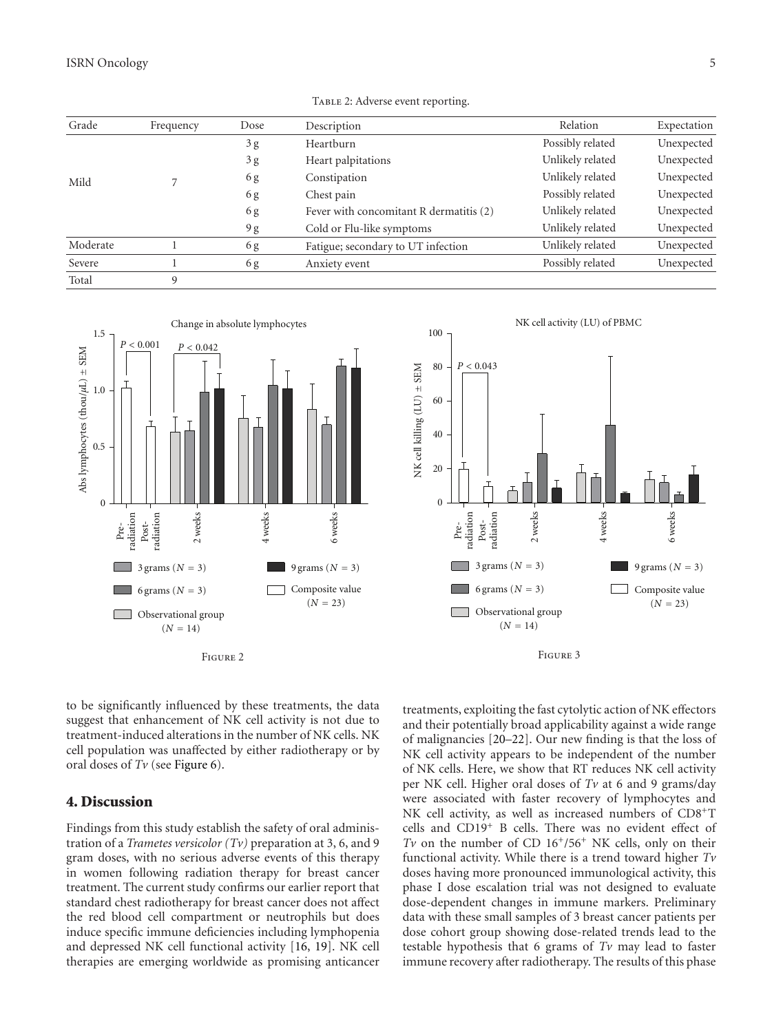Table 2: Adverse event reporting.

| Grade | Frequency | Dose | Description | Relation | Expectation |
|---|---|---|---|---|---|
| Mild | 7 | 3 g | Heartburn | Possibly related | Unexpected |
| | | 3 g | Heart palpitations | Unlikely related | Unexpected |
| | | 6 g | Constipation | Unlikely related | Unexpected |
| | | 6 g | Chest pain | Possibly related | Unexpected |
| | | 6 g | Fever with concomitant R dermatitis (2) | Unlikely related | Unexpected |
| | | 9 g | Cold or Flu-like symptoms | Unlikely related | Unexpected |
| Moderate | 1 | 6 g | Fatigue; secondary to UT infection | Unlikely related | Unexpected |
| Severe | 1 | 6 g | Anxiety event | Possibly related | Unexpected |
| Total | 9 | | | | |

Figure 2

Figure 3

to be significantly influenced by these treatments, the data suggest that enhancement of NK cell activity is not due to treatment-induced alterations in the number of NK cells. NK cell population was unaffected by either radiotherapy or by oral doses of *Tv* (see Figure 6).

## 4. Discussion

Findings from this study establish the safety of oral administration of a *Trametes versicolor (Tv)* preparation at 3, 6, and 9 gram doses, with no serious adverse events of this therapy in women following radiation therapy for breast cancer treatment. The current study confirms our earlier report that standard chest radiotherapy for breast cancer does not affect the red blood cell compartment or neutrophils but does induce specific immune deficiencies including lymphopenia and depressed NK cell functional activity [16, 19]. NK cell therapies are emerging worldwide as promising anticancer treatments, exploiting the fast cytolytic action of NK effectors and their potentially broad applicability against a wide range of malignancies [20–22]. Our new finding is that the loss of NK cell activity appears to be independent of the number of NK cells. Here, we show that RT reduces NK cell activity per NK cell. Higher oral doses of *Tv* at 6 and 9 grams/day were associated with faster recovery of lymphocytes and NK cell activity, as well as increased numbers of $CD8^+$T cells and $CD19^+$ B cells. There was no evident effect of *Tv* on the number of CD $16^+/56^+$ NK cells, only on their functional activity. While there is a trend toward higher *Tv* doses having more pronounced immunological activity, this phase I dose escalation trial was not designed to evaluate dose-dependent changes in immune markers. Preliminary data with these small samples of 3 breast cancer patients per dose cohort group showing dose-related trends lead to the testable hypothesis that 6 grams of *Tv* may lead to faster immune recovery after radiotherapy. The results of this phase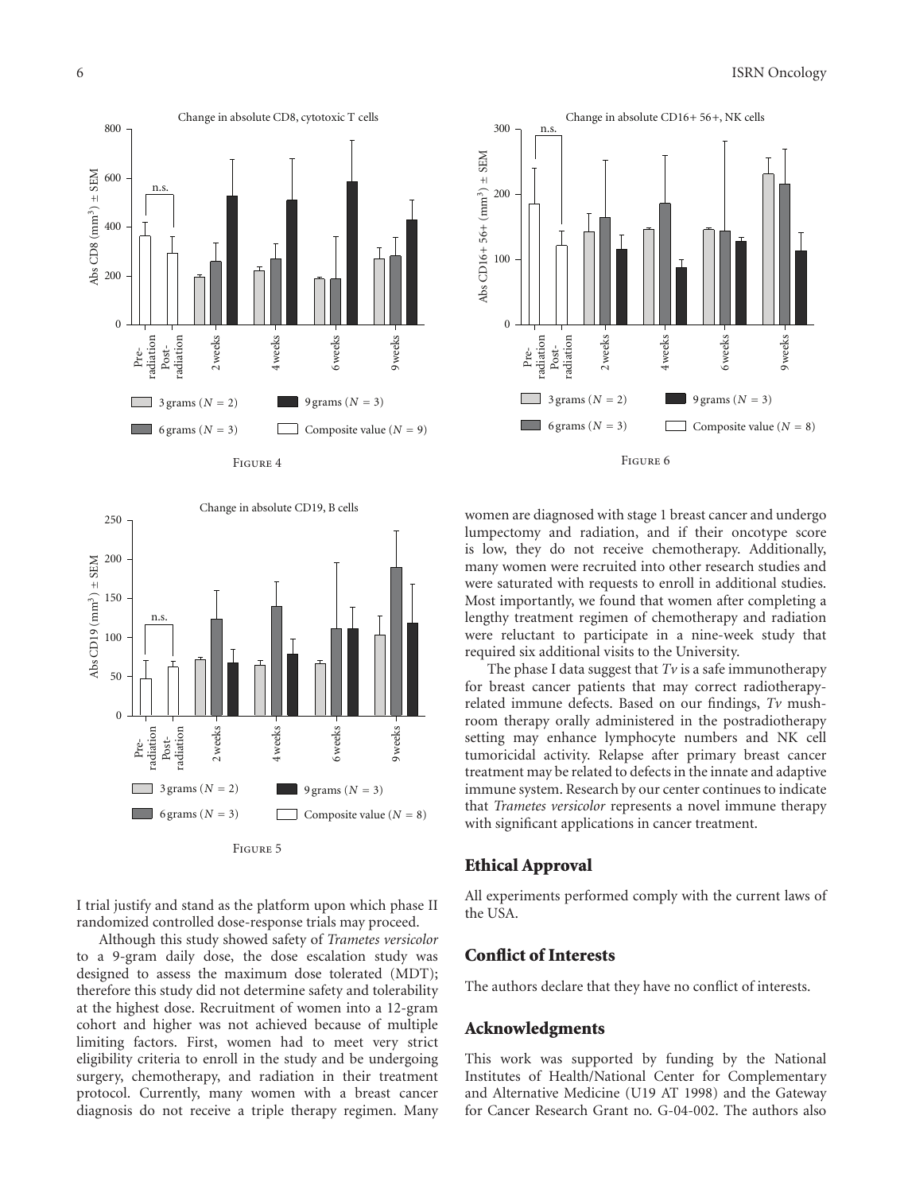Figure 4

Figure 6

Figure 5

I trial justify and stand as the platform upon which phase II randomized controlled dose-response trials may proceed.

Although this study showed safety of *Trametes versicolor* to a 9-gram daily dose, the dose escalation study was designed to assess the maximum dose tolerated (MDT); therefore this study did not determine safety and tolerability at the highest dose. Recruitment of women into a 12-gram cohort and higher was not achieved because of multiple limiting factors. First, women had to meet very strict eligibility criteria to enroll in the study and be undergoing surgery, chemotherapy, and radiation in their treatment protocol. Currently, many women with a breast cancer diagnosis do not receive a triple therapy regimen. Many women are diagnosed with stage 1 breast cancer and undergo lumpectomy and radiation, and if their oncotype score is low, they do not receive chemotherapy. Additionally, many women were recruited into other research studies and were saturated with requests to enroll in additional studies. Most importantly, we found that women after completing a lengthy treatment regimen of chemotherapy and radiation were reluctant to participate in a nine-week study that required six additional visits to the University.

The phase I data suggest that *Tv* is a safe immunotherapy for breast cancer patients that may correct radiotherapy-related immune defects. Based on our findings, *Tv* mushroom therapy orally administered in the postradiotherapy setting may enhance lymphocyte numbers and NK cell tumoricidal activity. Relapse after primary breast cancer treatment may be related to defects in the innate and adaptive immune system. Research by our center continues to indicate that *Trametes versicolor* represents a novel immune therapy with significant applications in cancer treatment.

## Ethical Approval

All experiments performed comply with the current laws of the USA.

## Conflict of Interests

The authors declare that they have no conflict of interests.

## Acknowledgments

This work was supported by funding by the National Institutes of Health/National Center for Complementary and Alternative Medicine (U19 AT 1998) and the Gateway for Cancer Research Grant no. G-04-002. The authors also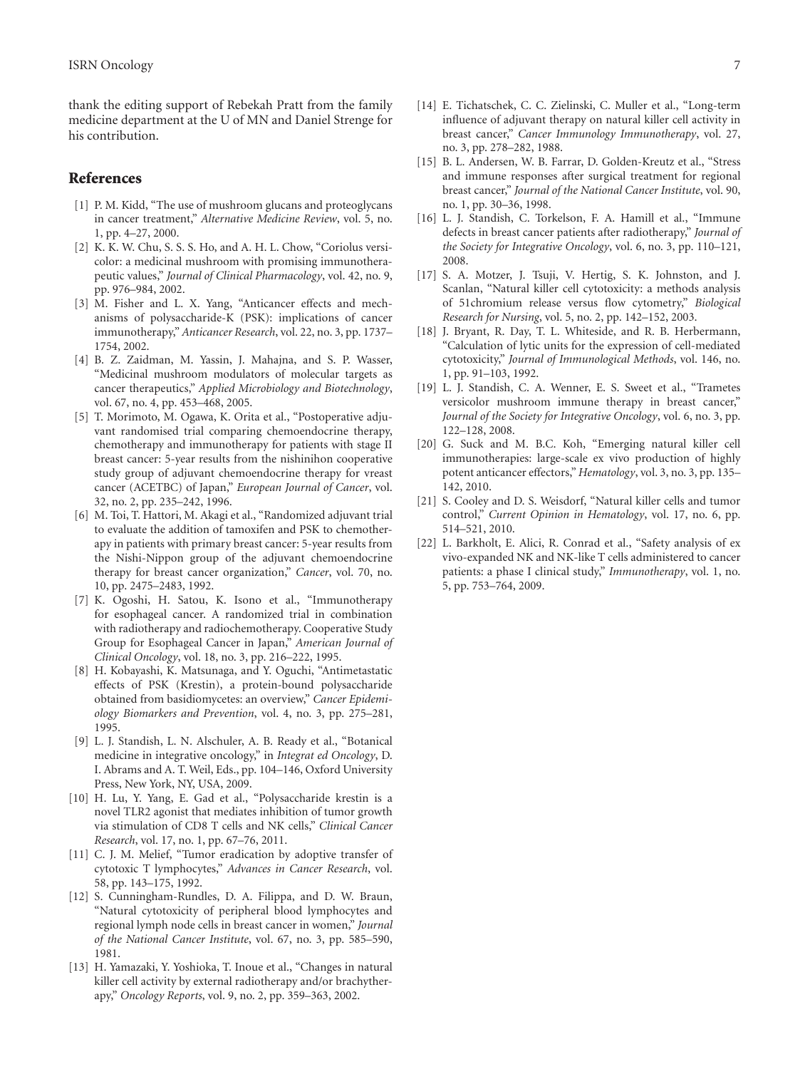thank the editing support of Rebekah Pratt from the family medicine department at the U of MN and Daniel Strenge for his contribution.

## References

[1] P. M. Kidd, "The use of mushroom glucans and proteoglycans in cancer treatment," *Alternative Medicine Review*, vol. 5, no. 1, pp. 4–27, 2000.

[2] K. K. W. Chu, S. S. S. Ho, and A. H. L. Chow, "Coriolus versicolor: a medicinal mushroom with promising immunotherapeutic values," *Journal of Clinical Pharmacology*, vol. 42, no. 9, pp. 976–984, 2002.

[3] M. Fisher and L. X. Yang, "Anticancer effects and mechanisms of polysaccharide-K (PSK): implications of cancer immunotherapy," *Anticancer Research*, vol. 22, no. 3, pp. 1737–1754, 2002.

[4] B. Z. Zaidman, M. Yassin, J. Mahajna, and S. P. Wasser, "Medicinal mushroom modulators of molecular targets as cancer therapeutics," *Applied Microbiology and Biotechnology*, vol. 67, no. 4, pp. 453–468, 2005.

[5] T. Morimoto, M. Ogawa, K. Orita et al., "Postoperative adjuvant randomised trial comparing chemoendocrine therapy, chemotherapy and immunotherapy for patients with stage II breast cancer: 5-year results from the nishinihon cooperative study group of adjuvant chemoendocrine therapy for vreast cancer (ACETBC) of Japan," *European Journal of Cancer*, vol. 32, no. 2, pp. 235–242, 1996.

[6] M. Toi, T. Hattori, M. Akagi et al., "Randomized adjuvant trial to evaluate the addition of tamoxifen and PSK to chemotherapy in patients with primary breast cancer: 5-year results from the Nishi-Nippon group of the adjuvant chemoendocrine therapy for breast cancer organization," *Cancer*, vol. 70, no. 10, pp. 2475–2483, 1992.

[7] K. Ogoshi, H. Satou, K. Isono et al., "Immunotherapy for esophageal cancer. A randomized trial in combination with radiotherapy and radiochemotherapy. Cooperative Study Group for Esophageal Cancer in Japan," *American Journal of Clinical Oncology*, vol. 18, no. 3, pp. 216–222, 1995.

[8] H. Kobayashi, K. Matsunaga, and Y. Oguchi, "Antimetastatic effects of PSK (Krestin), a protein-bound polysaccharide obtained from basidiomycetes: an overview," *Cancer Epidemiology Biomarkers and Prevention*, vol. 4, no. 3, pp. 275–281, 1995.

[9] L. J. Standish, L. N. Alschuler, A. B. Ready et al., "Botanical medicine in integrative oncology," in *Integrat ed Oncology*, D. I. Abrams and A. T. Weil, Eds., pp. 104–146, Oxford University Press, New York, NY, USA, 2009.

[10] H. Lu, Y. Yang, E. Gad et al., "Polysaccharide krestin is a novel TLR2 agonist that mediates inhibition of tumor growth via stimulation of CD8 T cells and NK cells," *Clinical Cancer Research*, vol. 17, no. 1, pp. 67–76, 2011.

[11] C. J. M. Melief, "Tumor eradication by adoptive transfer of cytotoxic T lymphocytes," *Advances in Cancer Research*, vol. 58, pp. 143–175, 1992.

[12] S. Cunningham-Rundles, D. A. Filippa, and D. W. Braun, "Natural cytotoxicity of peripheral blood lymphocytes and regional lymph node cells in breast cancer in women," *Journal of the National Cancer Institute*, vol. 67, no. 3, pp. 585–590, 1981.

[13] H. Yamazaki, Y. Yoshioka, T. Inoue et al., "Changes in natural killer cell activity by external radiotherapy and/or brachytherapy," *Oncology Reports*, vol. 9, no. 2, pp. 359–363, 2002.

[14] E. Tichatschek, C. C. Zielinski, C. Muller et al., "Long-term influence of adjuvant therapy on natural killer cell activity in breast cancer," *Cancer Immunology Immunotherapy*, vol. 27, no. 3, pp. 278–282, 1988.

[15] B. L. Andersen, W. B. Farrar, D. Golden-Kreutz et al., "Stress and immune responses after surgical treatment for regional breast cancer," *Journal of the National Cancer Institute*, vol. 90, no. 1, pp. 30–36, 1998.

[16] L. J. Standish, C. Torkelson, F. A. Hamill et al., "Immune defects in breast cancer patients after radiotherapy," *Journal of the Society for Integrative Oncology*, vol. 6, no. 3, pp. 110–121, 2008.

[17] S. A. Motzer, J. Tsuji, V. Hertig, S. K. Johnston, and J. Scanlan, "Natural killer cell cytotoxicity: a methods analysis of 51chromium release versus flow cytometry," *Biological Research for Nursing*, vol. 5, no. 2, pp. 142–152, 2003.

[18] J. Bryant, R. Day, T. L. Whiteside, and R. B. Herbermann, "Calculation of lytic units for the expression of cell-mediated cytotoxicity," *Journal of Immunological Methods*, vol. 146, no. 1, pp. 91–103, 1992.

[19] L. J. Standish, C. A. Wenner, E. S. Sweet et al., "Trametes versicolor mushroom immune therapy in breast cancer," *Journal of the Society for Integrative Oncology*, vol. 6, no. 3, pp. 122–128, 2008.

[20] G. Suck and M. B.C. Koh, "Emerging natural killer cell immunotherapies: large-scale ex vivo production of highly potent anticancer effectors," *Hematology*, vol. 3, no. 3, pp. 135–142, 2010.

[21] S. Cooley and D. S. Weisdorf, "Natural killer cells and tumor control," *Current Opinion in Hematology*, vol. 17, no. 6, pp. 514–521, 2010.

[22] L. Barkholt, E. Alici, R. Conrad et al., "Safety analysis of ex vivo-expanded NK and NK-like T cells administered to cancer patients: a phase I clinical study," *Immunotherapy*, vol. 1, no. 5, pp. 753–764, 2009.